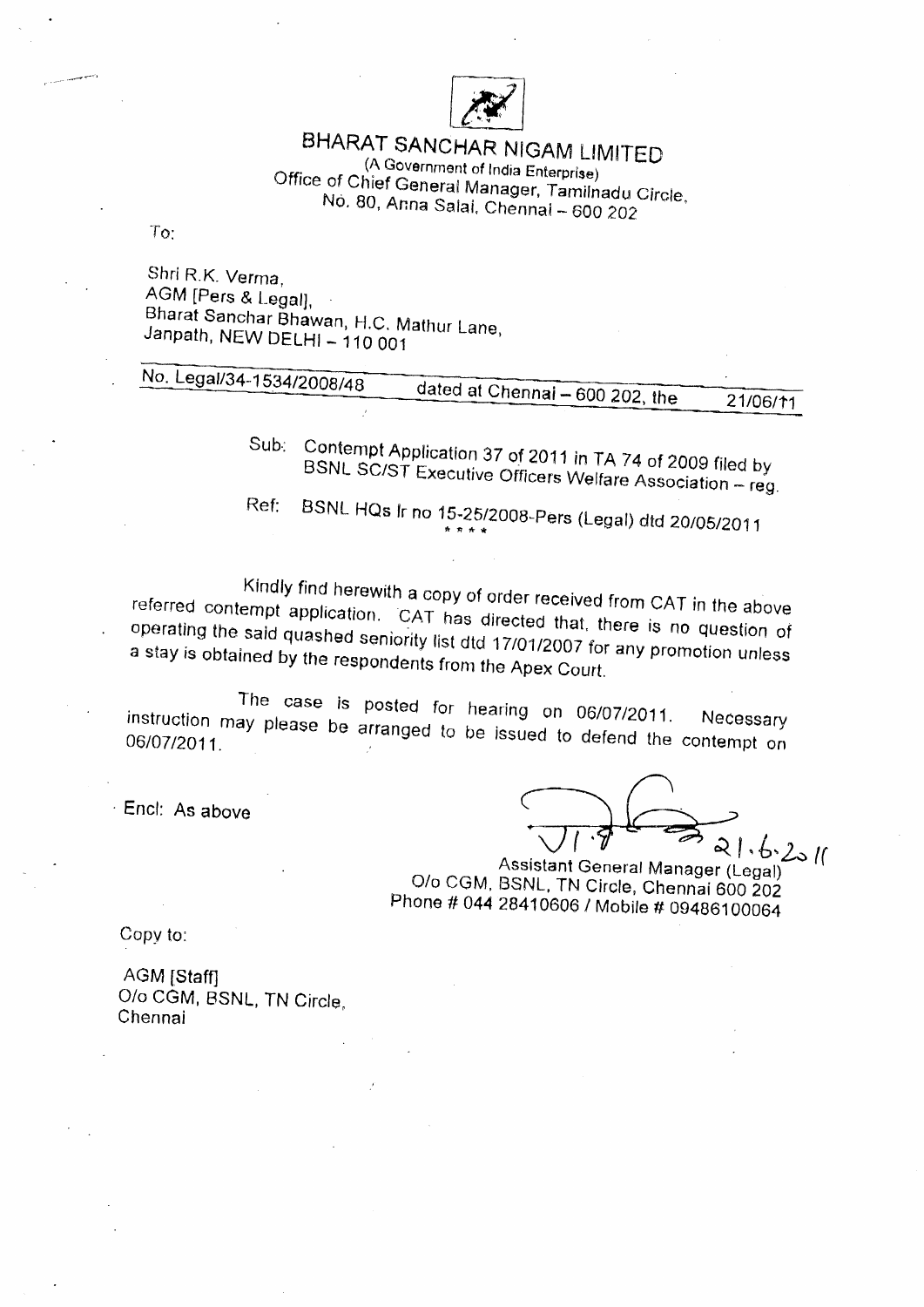# BHARAT SANCHAR NIGAM LIMITED

(A Government of India Enterprise)
Office of Chief General Manager, Tamilnadu Circle,
No. 80, Anna Salai, Chennai – 600 202

To:

Shri R.K. Verma,
AGM [Pers & Legal],
Bharat Sanchar Bhawan, H.C. Mathur Lane,
Janpath, NEW DELHI – 110 001

No. Legal/34-1534/2008/48 dated at Chennai – 600 202, the 21/06/11

Sub: Contempt Application 37 of 2011 in TA 74 of 2009 filed by BSNL SC/ST Executive Officers Welfare Association – reg.

Ref: BSNL HQs lr no 15-25/2008-Pers (Legal) dtd 20/05/2011

\* \* \* \*

Kindly find herewith a copy of order received from CAT in the above referred contempt application. CAT has directed that, there is no question of operating the said quashed seniority list dtd 17/01/2007 for any promotion unless a stay is obtained by the respondents from the Apex Court.

The case is posted for hearing on 06/07/2011. Necessary instruction may please be arranged to be issued to defend the contempt on 06/07/2011.

Encl: As above

21.6.2011

Assistant General Manager (Legal)
O/o CGM, BSNL, TN Circle, Chennai 600 202
Phone # 044 28410606 / Mobile # 09486100064

Copy to:

AGM [Staff]
O/o CGM, BSNL, TN Circle,
Chennai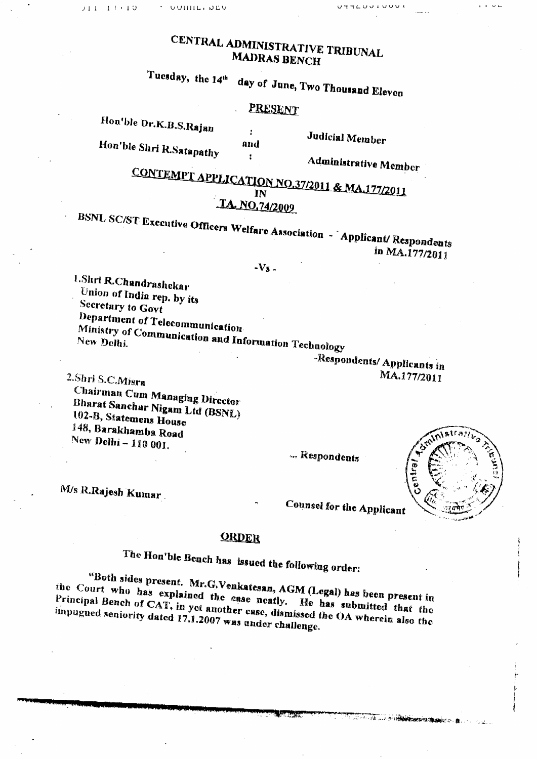# CENTRAL ADMINISTRATIVE TRIBUNAL
## MADRAS BENCH

Tuesday, the 14th day of June, Two Thousand Eleven

**PRESENT**

Hon'ble Dr.K.B.S.Rajan : Judicial Member

and

Hon'ble Shri R.Satapathy : Administrative Member

**CONTEMPT APPLICATION NO.37/2011 & MA.177/2011**

**IN**

**TA. NO.74/2009**

BSNL SC/ST Executive Officers Welfare Association - Applicant/ Respondents in MA.177/2011

-Vs -

1.Shri R.Chandrashekar
Union of India rep. by its
Secretary to Govt
Department of Telecommunication
Ministry of Communication and Information Technology
New Delhi.

-Respondents/ Applicants in MA.177/2011

2.Shri S.C.Misra
Chairman Cum Managing Director
Bharat Sanchar Nigam Ltd (BSNL)
102-B, Statemens House
148, Barakhamba Road
New Delhi – 110 001.

... Respondents

M/s R.Rajesh Kumar ... Counsel for the Applicant

**ORDER**

The Hon'ble Bench has issued the following order:

"Both sides present. Mr.G.Venkatesan, AGM (Legal) has been present in the Court who has explained the case neatly. He has submitted that the Principal Bench of CAT, in yet another case, dismissed the OA wherein also the impugned seniority dated 17.1.2007 was under challenge.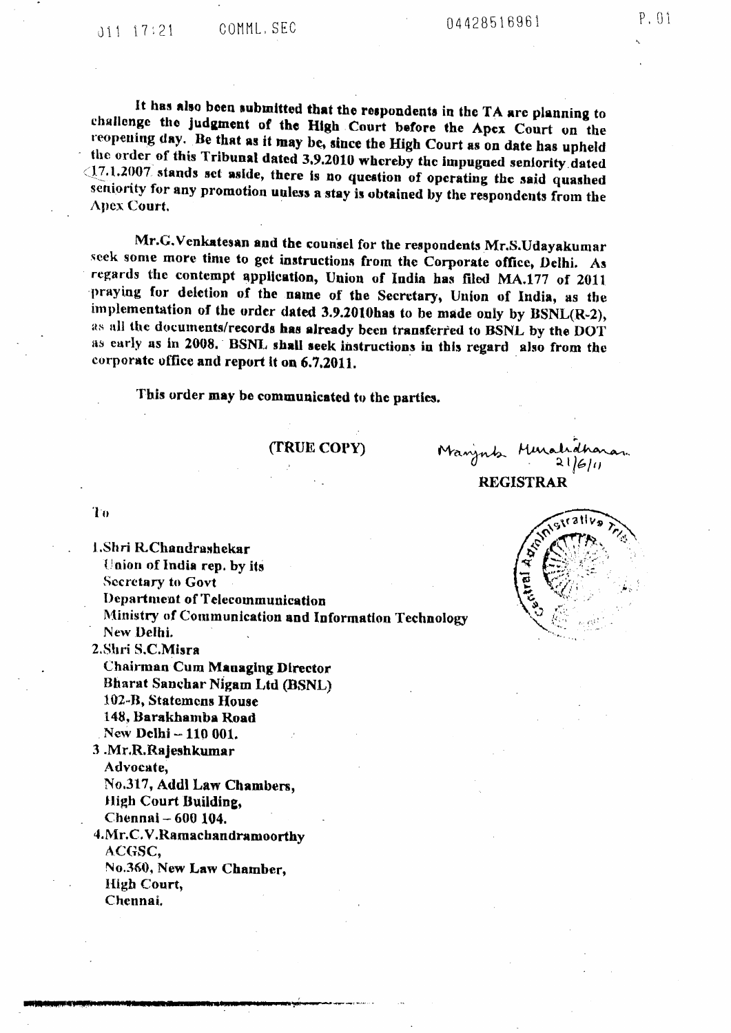It has also been submitted that the respondents in the TA are planning to challenge the judgment of the High Court before the Apex Court on the reopening day. Be that as it may be, since the High Court as on date has upheld the order of this Tribunal dated 3.9.2010 whereby the impugned seniority dated 17.1.2007 stands set aside, there is no question of operating the said quashed seniority for any promotion unless a stay is obtained by the respondents from the Apex Court.

Mr.G.Venkatesan and the counsel for the respondents Mr.S.Udayakumar seek some more time to get instructions from the Corporate office, Delhi. As regards the contempt application, Union of India has filed MA.177 of 2011 praying for deletion of the name of the Secretary, Union of India, as the implementation of the order dated 3.9.2010has to be made only by BSNL(R-2), as all the documents/records has already been transferred to BSNL by the DOT as early as in 2008. BSNL shall seek instructions in this regard also from the corporate office and report it on 6.7.2011.

This order may be communicated to the parties.

**(TRUE COPY)**

Manjula Muralidharan
21/6/11

**REGISTRAR**

To

1. Shri R.Chandrashekar
   Union of India rep. by its
   Secretary to Govt
   Department of Telecommunication
   Ministry of Communication and Information Technology
   New Delhi.
2. Shri S.C.Misra
   Chairman Cum Managing Director
   Bharat Sanchar Nigam Ltd (BSNL)
   102-B, Statemens House
   148, Barakhamba Road
   New Delhi – 110 001.
3. Mr.R.Rajeshkumar
   Advocate,
   No.317, Addl Law Chambers,
   High Court Building,
   Chennai – 600 104.
4. Mr.C.V.Ramachandramoorthy
   ACGSC,
   No.360, New Law Chamber,
   High Court,
   Chennai.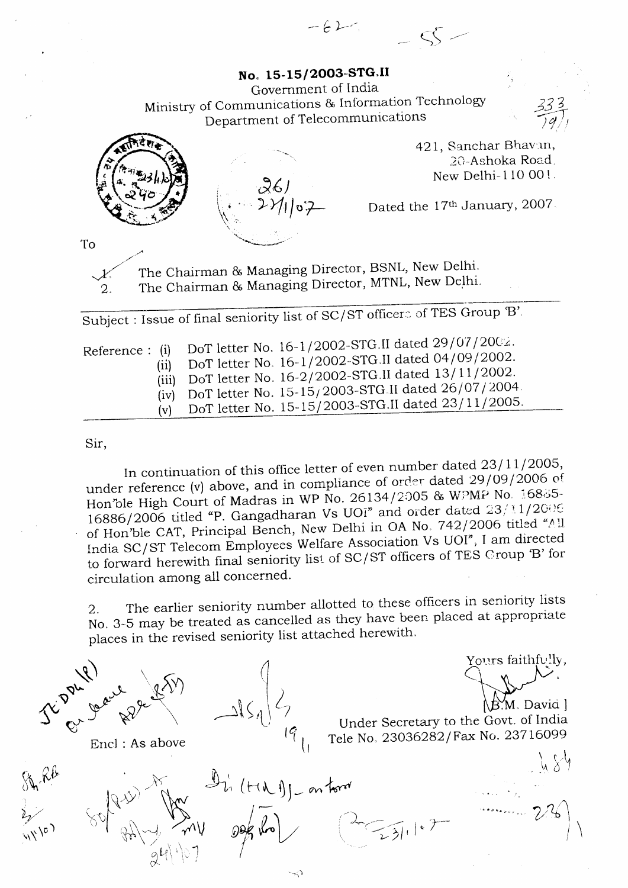**No. 15-15/2003-STG.II**

Government of India

Ministry of Communications & Information Technology

Department of Telecommunications

421, Sanchar Bhavan,
20-Ashoka Road,
New Delhi-110 001.

Dated the 17th January, 2007.

To

1. The Chairman & Managing Director, BSNL, New Delhi.
2. The Chairman & Managing Director, MTNL, New Delhi.

Subject : Issue of final seniority list of SC/ST officers of TES Group 'B'.

Reference :
- (i) DoT letter No. 16-1/2002-STG.II dated 29/07/2002.
- (ii) DoT letter No. 16-1/2002-STG.II dated 04/09/2002.
- (iii) DoT letter No. 16-2/2002-STG.II dated 13/11/2002.
- (iv) DoT letter No. 15-15/2003-STG.II dated 26/07/2004.
- (v) DoT letter No. 15-15/2003-STG.II dated 23/11/2005.

Sir,

In continuation of this office letter of even number dated 23/11/2005, under reference (v) above, and in compliance of order dated 29/09/2006 of Hon'ble High Court of Madras in WP No. 26134/2005 & WPMP No. 16885-16886/2006 titled "P. Gangadharan Vs UOI" and order dated 23/11/2006 of Hon'ble CAT, Principal Bench, New Delhi in OA No. 742/2006 titled "All India SC/ST Telecom Employees Welfare Association Vs UOI", I am directed to forward herewith final seniority list of SC/ST officers of TES Group 'B' for circulation among all concerned.

2. The earlier seniority number allotted to these officers in seniority lists No. 3-5 may be treated as cancelled as they have been placed at appropriate places in the revised seniority list attached herewith.

Yours faithfully,

[B.M. David]

Under Secretary to the Govt. of India

Tele No. 23036282/Fax No. 23716099

Encl : As above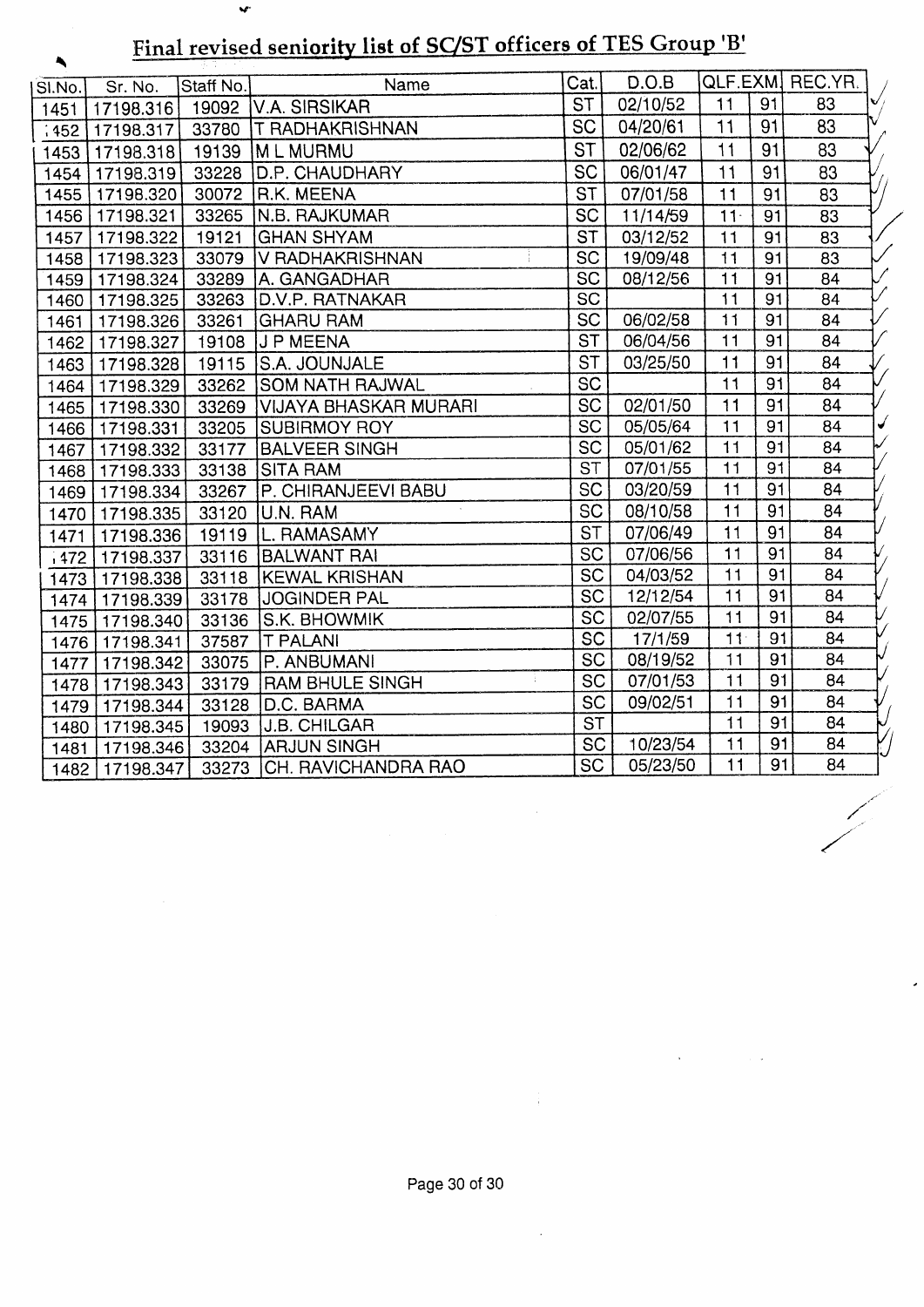# Final revised seniority list of SC/ST officers of TES Group 'B'

| Sl.No. | Sr. No. | Staff No. | Name | Cat. | D.O.B | QLF.EXM. | | REC.YR. |
|---|---|---|---|---|---|---|---|---|
| 1451 | 17198.316 | 19092 | V.A. SIRSIKAR | ST | 02/10/52 | 11 | 91 | 83 |
| 1452 | 17198.317 | 33780 | T RADHAKRISHNAN | SC | 04/20/61 | 11 | 91 | 83 |
| 1453 | 17198.318 | 19139 | M L MURMU | ST | 02/06/62 | 11 | 91 | 83 |
| 1454 | 17198.319 | 33228 | D.P. CHAUDHARY | SC | 06/01/47 | 11 | 91 | 83 |
| 1455 | 17198.320 | 30072 | R.K. MEENA | ST | 07/01/58 | 11 | 91 | 83 |
| 1456 | 17198.321 | 33265 | N.B. RAJKUMAR | SC | 11/14/59 | 11 | 91 | 83 |
| 1457 | 17198.322 | 19121 | GHAN SHYAM | ST | 03/12/52 | 11 | 91 | 83 |
| 1458 | 17198.323 | 33079 | V RADHAKRISHNAN | SC | 19/09/48 | 11 | 91 | 83 |
| 1459 | 17198.324 | 33289 | A. GANGADHAR | SC | 08/12/56 | 11 | 91 | 84 |
| 1460 | 17198.325 | 33263 | D.V.P. RATNAKAR | SC | | 11 | 91 | 84 |
| 1461 | 17198.326 | 33261 | GHARU RAM | SC | 06/02/58 | 11 | 91 | 84 |
| 1462 | 17198.327 | 19108 | J P MEENA | ST | 06/04/56 | 11 | 91 | 84 |
| 1463 | 17198.328 | 19115 | S.A. JOUNJALE | ST | 03/25/50 | 11 | 91 | 84 |
| 1464 | 17198.329 | 33262 | SOM NATH RAJWAL | SC | | 11 | 91 | 84 |
| 1465 | 17198.330 | 33269 | VIJAYA BHASKAR MURARI | SC | 02/01/50 | 11 | 91 | 84 |
| 1466 | 17198.331 | 33205 | SUBIRMOY ROY | SC | 05/05/64 | 11 | 91 | 84 |
| 1467 | 17198.332 | 33177 | BALVEER SINGH | SC | 05/01/62 | 11 | 91 | 84 |
| 1468 | 17198.333 | 33138 | SITA RAM | ST | 07/01/55 | 11 | 91 | 84 |
| 1469 | 17198.334 | 33267 | P. CHIRANJEEVI BABU | SC | 03/20/59 | 11 | 91 | 84 |
| 1470 | 17198.335 | 33120 | U.N. RAM | SC | 08/10/58 | 11 | 91 | 84 |
| 1471 | 17198.336 | 19119 | L. RAMASAMY | ST | 07/06/49 | 11 | 91 | 84 |
| 1472 | 17198.337 | 33116 | BALWANT RAI | SC | 07/06/56 | 11 | 91 | 84 |
| 1473 | 17198.338 | 33118 | KEWAL KRISHAN | SC | 04/03/52 | 11 | 91 | 84 |
| 1474 | 17198.339 | 33178 | JOGINDER PAL | SC | 12/12/54 | 11 | 91 | 84 |
| 1475 | 17198.340 | 33136 | S.K. BHOWMIK | SC | 02/07/55 | 11 | 91 | 84 |
| 1476 | 17198.341 | 37587 | T PALANI | SC | 17/1/59 | 11 | 91 | 84 |
| 1477 | 17198.342 | 33075 | P. ANBUMANI | SC | 08/19/52 | 11 | 91 | 84 |
| 1478 | 17198.343 | 33179 | RAM BHULE SINGH | SC | 07/01/53 | 11 | 91 | 84 |
| 1479 | 17198.344 | 33128 | D.C. BARMA | SC | 09/02/51 | 11 | 91 | 84 |
| 1480 | 17198.345 | 19093 | J.B. CHILGAR | ST | | 11 | 91 | 84 |
| 1481 | 17198.346 | 33204 | ARJUN SINGH | SC | 10/23/54 | 11 | 91 | 84 |
| 1482 | 17198.347 | 33273 | CH. RAVICHANDRA RAO | SC | 05/23/50 | 11 | 91 | 84 |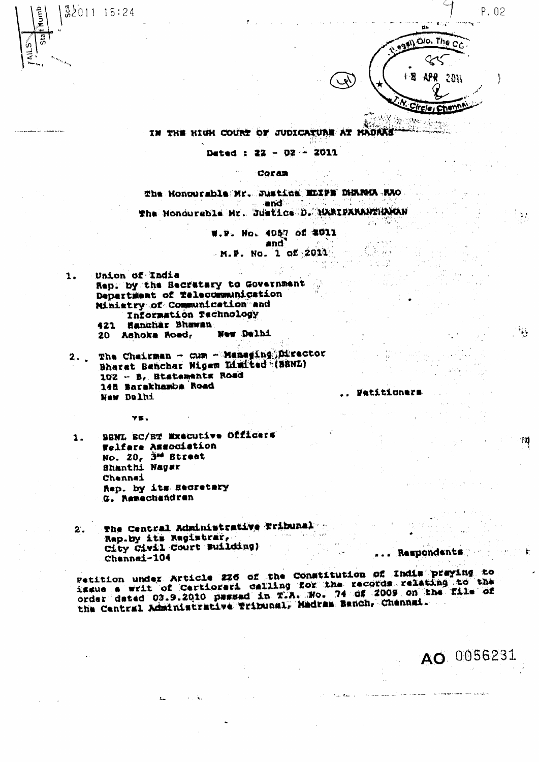# IN THE HIGH COURT OF JUDICATURE AT MADRAS

Dated : 22 - 02 - 2011

Coram

The Honourable Mr. Justice ELIPE DHARMA RAO
and
The Honourable Mr. Justice D. HARIPARANTHAMAN

W.P. No. 4057 of 2011
and
M.P. No. 1 of 2011

1. Union of India
   Rep. by the Secretary to Government
   Department of Telecommunication
   Ministry of Communication and
   Information Technology
   421 Sanchar Bhawan
   20 Ashoka Road, New Delhi

2. The Chairman - cum - Managing Director
   Bharat Sanchar Nigam Limited (BSNL)
   102 - B, Statements Road
   148 Barakhamba Road
   New Delhi .. Petitioners

vs.

1. BSNL SC/ST Executive Officers
   Welfare Association
   No. 20, 3rd Street
   Shanthi Nagar
   Chennai
   Rep. by its Secretary
   G. Ramachandran

2. The Central Administrative Tribunal
   Rep.by its Registrar,
   City Civil Court Building)
   Chennai-104 ... Respondents

Petition under Article 226 of the Constitution of India praying to issue a writ of Certiorari calling for the records relating to the order dated 03.9.2010 passed in T.A. No. 74 of 2009 on the file of the Central Administrative Tribunal, Madras Bench, Chennai.

AO 0056231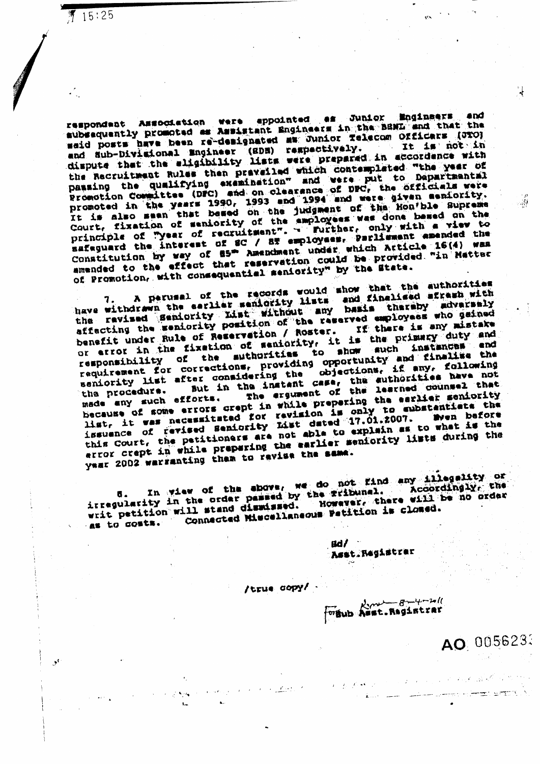respondent Association were appointed as Junior Engineers and subsequently promoted as Assistant Engineers in the BSNL and that the said posts have been re-designated as Junior Telecom Officers (JTO) and Sub-Divisional Engineer (SDE) respectively. It is not in dispute that the eligibility lists were prepared in accordance with the Recruitment Rules then prevailed which contemplated "the year of passing the qualifying examination" and were put to Departmental Promotion Committee (DPC) and on clearance of DPC, the officials were promoted in the years 1990, 1993 and 1994 and were given seniority. It is also seen that based on the judgment of the Hon'ble Supreme Court, fixation of seniority of the employees was done based on the principle of "year of recruitment". - Further, only with a view to safeguard the interest of SC / ST employees, Parliament amended the Constitution by way of 85th Amendment under which Article 16(4) was amended to the effect that reservation could be provided "in Matter of Promotion, with consequential seniority" by the State.

7. A perusal of the records would show that the authorities have withdrawn the earlier seniority lists and finalised afresh with the revised Seniority List without any basis thereby adversely affecting the seniority position of the reserved employees who gained benefit under Rule of Reservation / Roster. If there is any mistake or error in the fixation of seniority, it is the primary duty and responsibility of the authorities to show such instances and requirement for corrections, providing opportunity and finalise the seniority list after considering the objections, if any, following the procedure. But in the instant case, the authorities have not made any such efforts. The argument of the learned counsel that because of some errors crept in while preparing the earlier seniority list, it was necessitated for revision is only to substantiate the issuance of revised Seniority List dated 17.01.2007. Even before this Court, the petitioners are not able to explain as to what is the error crept in while preparing the earlier seniority lists during the year 2002 warranting them to revise the same.

8. In view of the above, we do not find any illegality or irregularity in the order passed by the Tribunal. Accordingly, the writ petition will stand dismissed. However, there will be no order as to costs. Connected Miscellaneous Petition is closed.

Sd/
Asst.Registrar

/true copy/

For Sub Asst.Registrar

AO 005623